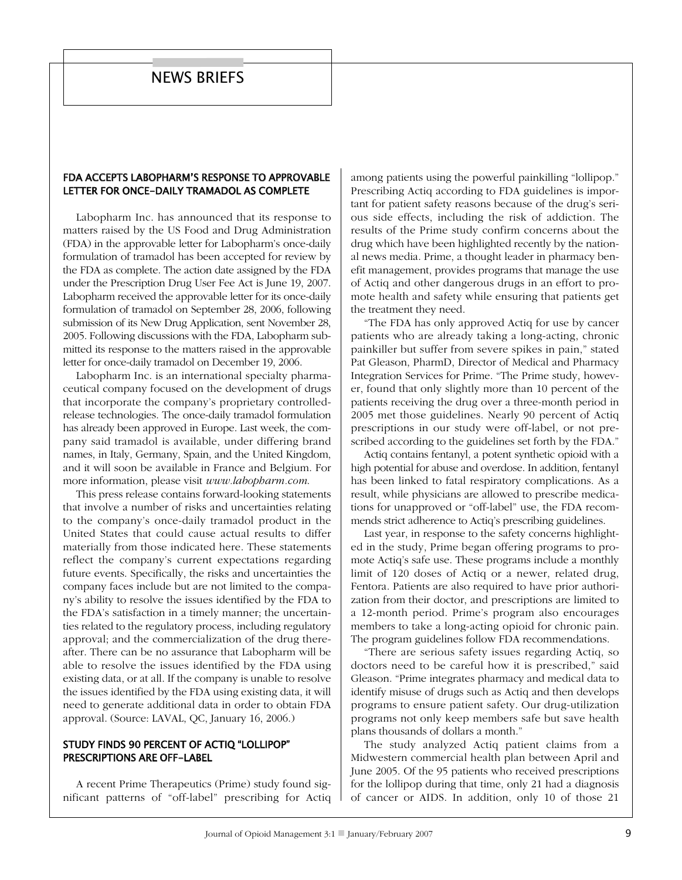# NEWS BRIEFS

## FDA ACCEPTS LABOPHARM'S RESPONSE TO APPROVABLE LETTER FOR ONCE-DAILY TRAMADOL AS COMPLETE

Labopharm Inc. has announced that its response to matters raised by the US Food and Drug Administration (FDA) in the approvable letter for Labopharm's once-daily formulation of tramadol has been accepted for review by the FDA as complete. The action date assigned by the FDA under the Prescription Drug User Fee Act is June 19, 2007. Labopharm received the approvable letter for its once-daily formulation of tramadol on September 28, 2006, following submission of its New Drug Application, sent November 28, 2005. Following discussions with the FDA, Labopharm submitted its response to the matters raised in the approvable letter for once-daily tramadol on December 19, 2006.

Labopharm Inc. is an international specialty pharmaceutical company focused on the development of drugs that incorporate the company's proprietary controlled-release technologies. The once-daily tramadol formulation has already been approved in Europe. Last week, the company said tramadol is available, under differing brand names, in Italy, Germany, Spain, and the United Kingdom, and it will soon be available in France and Belgium. For more information, please visit *www.labopharm.com.*

This press release contains forward-looking statements that involve a number of risks and uncertainties relating to the company's once-daily tramadol product in the United States that could cause actual results to differ materially from those indicated here. These statements reflect the company's current expectations regarding future events. Specifically, the risks and uncertainties the company faces include but are not limited to the company's ability to resolve the issues identified by the FDA to the FDA's satisfaction in a timely manner; the uncertainties related to the regulatory process, including regulatory approval; and the commercialization of the drug thereafter. There can be no assurance that Labopharm will be able to resolve the issues identified by the FDA using existing data, or at all. If the company is unable to resolve the issues identified by the FDA using existing data, it will need to generate additional data in order to obtain FDA approval. (Source: LAVAL, QC, January 16, 2006.)

## STUDY FINDS 90 PERCENT OF ACTIQ "LOLLIPOP" PRESCRIPTIONS ARE OFF-LABEL

A recent Prime Therapeutics (Prime) study found significant patterns of "off-label" prescribing for Actiq among patients using the powerful painkilling "lollipop." Prescribing Actiq according to FDA guidelines is important for patient safety reasons because of the drug's serious side effects, including the risk of addiction. The results of the Prime study confirm concerns about the drug which have been highlighted recently by the national news media. Prime, a thought leader in pharmacy benefit management, provides programs that manage the use of Actiq and other dangerous drugs in an effort to promote health and safety while ensuring that patients get the treatment they need.

"The FDA has only approved Actiq for use by cancer patients who are already taking a long-acting, chronic painkiller but suffer from severe spikes in pain," stated Pat Gleason, PharmD, Director of Medical and Pharmacy Integration Services for Prime. "The Prime study, however, found that only slightly more than 10 percent of the patients receiving the drug over a three-month period in 2005 met those guidelines. Nearly 90 percent of Actiq prescriptions in our study were off-label, or not prescribed according to the guidelines set forth by the FDA."

Actiq contains fentanyl, a potent synthetic opioid with a high potential for abuse and overdose. In addition, fentanyl has been linked to fatal respiratory complications. As a result, while physicians are allowed to prescribe medications for unapproved or "off-label" use, the FDA recommends strict adherence to Actiq's prescribing guidelines.

Last year, in response to the safety concerns highlighted in the study, Prime began offering programs to promote Actiq's safe use. These programs include a monthly limit of 120 doses of Actiq or a newer, related drug, Fentora. Patients are also required to have prior authorization from their doctor, and prescriptions are limited to a 12-month period. Prime's program also encourages members to take a long-acting opioid for chronic pain. The program guidelines follow FDA recommendations.

"There are serious safety issues regarding Actiq, so doctors need to be careful how it is prescribed," said Gleason. "Prime integrates pharmacy and medical data to identify misuse of drugs such as Actiq and then develops programs to ensure patient safety. Our drug-utilization programs not only keep members safe but save health plans thousands of dollars a month."

The study analyzed Actiq patient claims from a Midwestern commercial health plan between April and June 2005. Of the 95 patients who received prescriptions for the lollipop during that time, only 21 had a diagnosis of cancer or AIDS. In addition, only 10 of those 21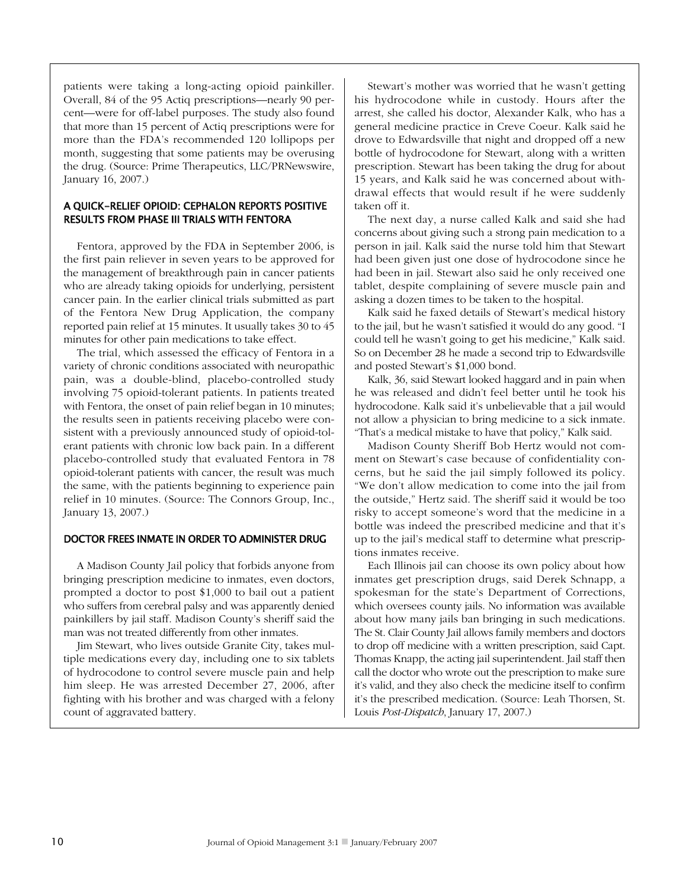patients were taking a long-acting opioid painkiller. Overall, 84 of the 95 Actiq prescriptions—nearly 90 percent—were for off-label purposes. The study also found that more than 15 percent of Actiq prescriptions were for more than the FDA's recommended 120 lollipops per month, suggesting that some patients may be overusing the drug. (Source: Prime Therapeutics, LLC/PRNewswire, January 16, 2007.)

## A QUICK-RELIEF OPIOID: CEPHALON REPORTS POSITIVE RESULTS FROM PHASE III TRIALS WITH FENTORA

Fentora, approved by the FDA in September 2006, is the first pain reliever in seven years to be approved for the management of breakthrough pain in cancer patients who are already taking opioids for underlying, persistent cancer pain. In the earlier clinical trials submitted as part of the Fentora New Drug Application, the company reported pain relief at 15 minutes. It usually takes 30 to 45 minutes for other pain medications to take effect.

The trial, which assessed the efficacy of Fentora in a variety of chronic conditions associated with neuropathic pain, was a double-blind, placebo-controlled study involving 75 opioid-tolerant patients. In patients treated with Fentora, the onset of pain relief began in 10 minutes; the results seen in patients receiving placebo were consistent with a previously announced study of opioid-tolerant patients with chronic low back pain. In a different placebo-controlled study that evaluated Fentora in 78 opioid-tolerant patients with cancer, the result was much the same, with the patients beginning to experience pain relief in 10 minutes. (Source: The Connors Group, Inc., January 13, 2007.)

## DOCTOR FREES INMATE IN ORDER TO ADMINISTER DRUG

A Madison County Jail policy that forbids anyone from bringing prescription medicine to inmates, even doctors, prompted a doctor to post $1,000 to bail out a patient who suffers from cerebral palsy and was apparently denied painkillers by jail staff. Madison County's sheriff said the man was not treated differently from other inmates.

Jim Stewart, who lives outside Granite City, takes multiple medications every day, including one to six tablets of hydrocodone to control severe muscle pain and help him sleep. He was arrested December 27, 2006, after fighting with his brother and was charged with a felony count of aggravated battery.

Stewart's mother was worried that he wasn't getting his hydrocodone while in custody. Hours after the arrest, she called his doctor, Alexander Kalk, who has a general medicine practice in Creve Coeur. Kalk said he drove to Edwardsville that night and dropped off a new bottle of hydrocodone for Stewart, along with a written prescription. Stewart has been taking the drug for about 15 years, and Kalk said he was concerned about withdrawal effects that would result if he were suddenly taken off it.

The next day, a nurse called Kalk and said she had concerns about giving such a strong pain medication to a person in jail. Kalk said the nurse told him that Stewart had been given just one dose of hydrocodone since he had been in jail. Stewart also said he only received one tablet, despite complaining of severe muscle pain and asking a dozen times to be taken to the hospital.

Kalk said he faxed details of Stewart's medical history to the jail, but he wasn't satisfied it would do any good. "I could tell he wasn't going to get his medicine," Kalk said. So on December 28 he made a second trip to Edwardsville and posted Stewart's $1,000 bond.

Kalk, 36, said Stewart looked haggard and in pain when he was released and didn't feel better until he took his hydrocodone. Kalk said it's unbelievable that a jail would not allow a physician to bring medicine to a sick inmate. "That's a medical mistake to have that policy," Kalk said.

Madison County Sheriff Bob Hertz would not comment on Stewart's case because of confidentiality concerns, but he said the jail simply followed its policy. "We don't allow medication to come into the jail from the outside," Hertz said. The sheriff said it would be too risky to accept someone's word that the medicine in a bottle was indeed the prescribed medicine and that it's up to the jail's medical staff to determine what prescriptions inmates receive.

Each Illinois jail can choose its own policy about how inmates get prescription drugs, said Derek Schnapp, a spokesman for the state's Department of Corrections, which oversees county jails. No information was available about how many jails ban bringing in such medications. The St. Clair County Jail allows family members and doctors to drop off medicine with a written prescription, said Capt. Thomas Knapp, the acting jail superintendent. Jail staff then call the doctor who wrote out the prescription to make sure it's valid, and they also check the medicine itself to confirm it's the prescribed medication. (Source: Leah Thorsen, St. Louis *Post-Dispatch*, January 17, 2007.)